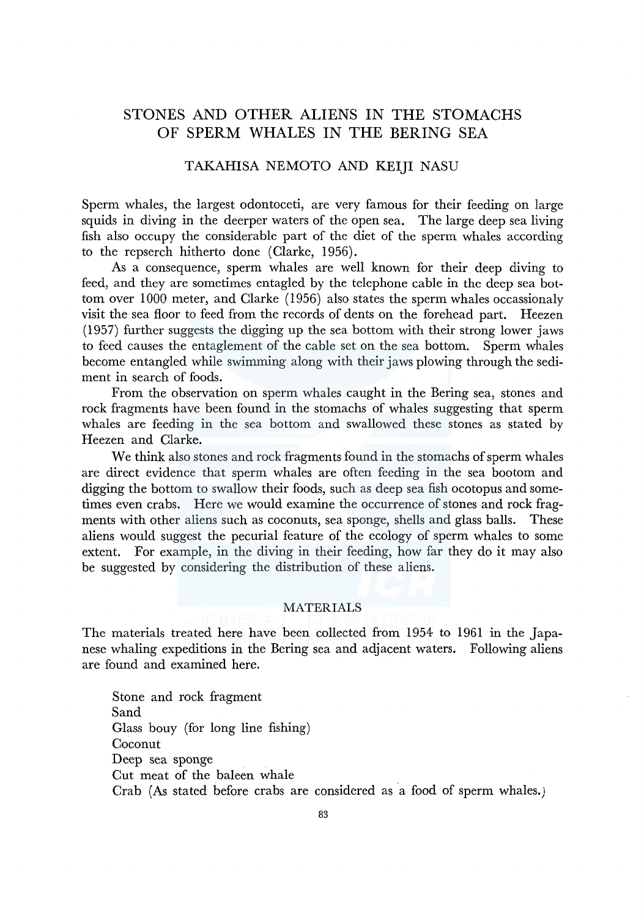# STONES AND OTHER ALIENS IN THE STOMACHS OF SPERM WHALES IN THE BERING SEA

TAKAHISA NEMOTO AND KEIJI NASU

Sperm whales, the largest odontoceti, are very famous for their feeding on large squids in diving in the deerper waters of the open sea. The large deep sea living fish also occupy the considerable part of the diet of the sperm whales according to the repserch hitherto done (Clarke, 1956).

As a consequence, sperm whales are well known for their deep diving to feed, and they are sometimes entagled by the telephone cable in the deep sea bottom over 1000 meter, and Clarke (1956) also states the sperm whales occassionaly visit the sea floor to feed from the records of dents on the forehead part. Heezen (1957) further suggests the digging up the sea bottom with their strong lower jaws to feed causes the entaglement of the cable set on the sea bottom. Sperm whales become entangled while swimming along with their jaws plowing through the sediment in search of foods.

From the observation on sperm whales caught in the Bering sea, stones and rock fragments have been found in the stomachs of whales suggesting that sperm whales are feeding in the sea bottom and swallowed these stones as stated by Heezen and Clarke.

We think also stones and rock fragments found in the stomachs of sperm whales are direct evidence that sperm whales are often feeding in the sea bootom and digging the bottom to swallow their foods, such as deep sea fish ocotopus and sometimes even crabs. Here we would examine the occurrence of stones and rock fragments with other aliens such as coconuts, sea sponge, shells and glass balls. These aliens would suggest the pecurial feature of the ecology of sperm whales to some extent. For example, in the diving in their feeding, how far they do it may also be suggested by considering the distribution of these aliens.

## MATERIALS

The materials treated here have been collected from 1954 to 1961 in the Japanese whaling expeditions in the Bering sea and adjacent waters. Following aliens are found and examined here.

Stone and rock fragment  
Sand  
Glass bouy (for long line fishing)  
Coconut  
Deep sea sponge  
Cut meat of the baleen whale  
Crab (As stated before crabs are considered as a food of sperm whales.)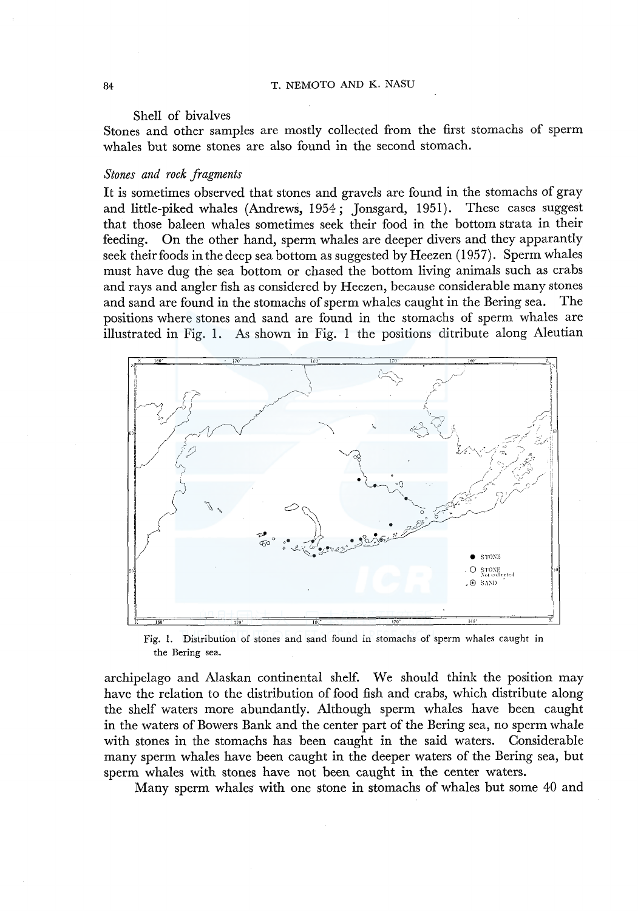Shell of bivalves

Stones and other samples are mostly collected from the first stomachs of sperm whales but some stones are also found in the second stomach.

*Stones and rock fragments*

It is sometimes observed that stones and gravels are found in the stomachs of gray and little-piked whales (Andrews, 1954; Jonsgard, 1951). These cases suggest that those baleen whales sometimes seek their food in the bottom strata in their feeding. On the other hand, sperm whales are deeper divers and they apparently seek their foods in the deep sea bottom as suggested by Heezen (1957). Sperm whales must have dug the sea bottom or chased the bottom living animals such as crabs and rays and angler fish as considered by Heezen, because considerable many stones and sand are found in the stomachs of sperm whales caught in the Bering sea. The positions where stones and sand are found in the stomachs of sperm whales are illustrated in Fig. 1. As shown in Fig. 1 the positions ditribute along Aleutian

Fig. 1. Distribution of stones and sand found in stomachs of sperm whales caught in the Bering sea.

archipelago and Alaskan continental shelf. We should think the position may have the relation to the distribution of food fish and crabs, which distribute along the shelf waters more abundantly. Although sperm whales have been caught in the waters of Bowers Bank and the center part of the Bering sea, no sperm whale with stones in the stomachs has been caught in the said waters. Considerable many sperm whales have been caught in the deeper waters of the Bering sea, but sperm whales with stones have not been caught in the center waters.

Many sperm whales with one stone in stomachs of whales but some 40 and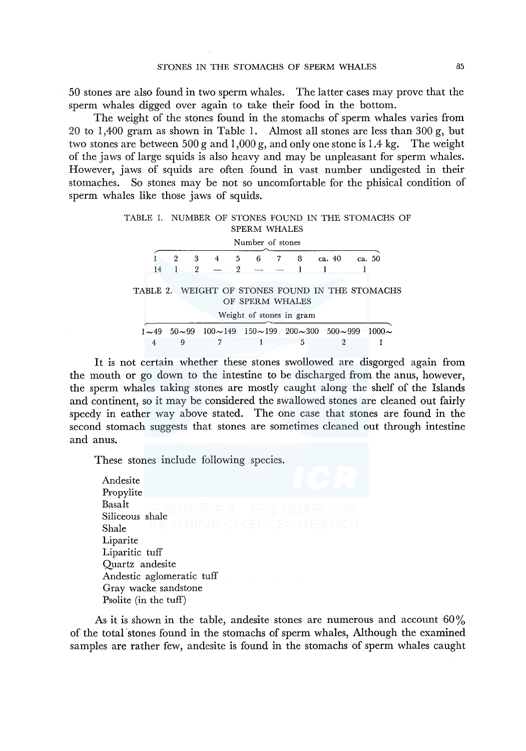50 stones are also found in two sperm whales. The latter cases may prove that the sperm whales digged over again to take their food in the bottom.

The weight of the stones found in the stomachs of sperm whales varies from 20 to 1,400 gram as shown in Table 1. Almost all stones are less than 300 g, but two stones are between 500 g and 1,000 g, and only one stone is 1.4 kg. The weight of the jaws of large squids is also heavy and may be unpleasant for sperm whales. However, jaws of squids are often found in vast number undigested in their stomaches. So stones may be not so uncomfortable for the phisical condition of sperm whales like those jaws of squids.

TABLE 1. NUMBER OF STONES FOUND IN THE STOMACHS OF SPERM WHALES

| Number of stones | | | | | | | | | |
|---|---|---|---|---|---|---|---|---|---|
| 1 | 2 | 3 | 4 | 5 | 6 | 7 | 8 | ca. 40 | ca. 50 |
| 14 | 1 | 2 | — | 2 | — | — | 1 | 1 | 1 |

TABLE 2. WEIGHT OF STONES FOUND IN THE STOMACHS OF SPERM WHALES

| Weight of stones in gram | | | | | | |
|---|---|---|---|---|---|---|
| 1～49 | 50～99 | 100～149 | 150～199 | 200～300 | 500～999 | 1000～ |
| 4 | 9 | 7 | 1 | 5 | 2 | 1 |

It is not certain whether these stones swallowed are disgorged again from the mouth or go down to the intestine to be discharged from the anus, however, the sperm whales taking stones are mostly caught along the shelf of the Islands and continent, so it may be considered the swallowed stones are cleaned out fairly speedy in eather way above stated. The one case that stones are found in the second stomach suggests that stones are sometimes cleaned out through intestine and anus.

These stones include following species.

Andesite
Propylite
Basalt
Siliceous shale
Shale
Liparite
Liparitic tuff
Quartz andesite
Andestic aglomeratic tuff
Gray wacke sandstone
Psolite (in the tuff)

As it is shown in the table, andesite stones are numerous and account 60% of the total stones found in the stomachs of sperm whales, Although the examined samples are rather few, andesite is found in the stomachs of sperm whales caught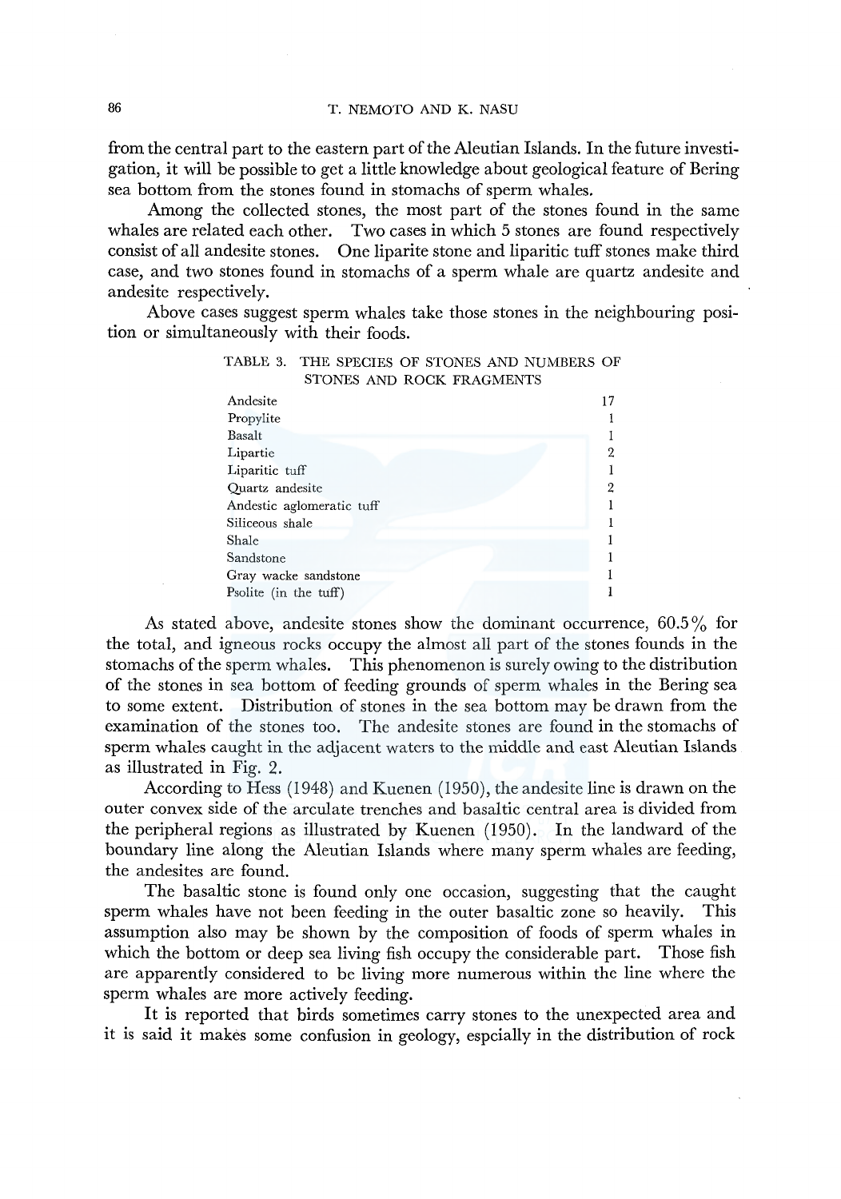from the central part to the eastern part of the Aleutian Islands. In the future investigation, it will be possible to get a little knowledge about geological feature of Bering sea bottom from the stones found in stomachs of sperm whales.

Among the collected stones, the most part of the stones found in the same whales are related each other. Two cases in which 5 stones are found respectively consist of all andesite stones. One liparite stone and liparitic tuff stones make third case, and two stones found in stomachs of a sperm whale are quartz andesite and andesite respectively.

Above cases suggest sperm whales take those stones in the neighbouring position or simultaneously with their foods.

TABLE 3. THE SPECIES OF STONES AND NUMBERS OF STONES AND ROCK FRAGMENTS

| | |
|---|---|
| Andesite | 17 |
| Propylite | 1 |
| Basalt | 1 |
| Lipartie | 2 |
| Liparitic tuff | 1 |
| Quartz andesite | 2 |
| Andestic aglomeratic tuff | 1 |
| Siliceous shale | 1 |
| Shale | 1 |
| Sandstone | 1 |
| Gray wacke sandstone | 1 |
| Psolite (in the tuff) | 1 |

As stated above, andesite stones show the dominant occurrence, 60.5% for the total, and igneous rocks occupy the almost all part of the stones founds in the stomachs of the sperm whales. This phenomenon is surely owing to the distribution of the stones in sea bottom of feeding grounds of sperm whales in the Bering sea to some extent. Distribution of stones in the sea bottom may be drawn from the examination of the stones too. The andesite stones are found in the stomachs of sperm whales caught in the adjacent waters to the middle and east Aleutian Islands as illustrated in Fig. 2.

According to Hess (1948) and Kuenen (1950), the andesite line is drawn on the outer convex side of the arculate trenches and basaltic central area is divided from the peripheral regions as illustrated by Kuenen (1950). In the landward of the boundary line along the Aleutian Islands where many sperm whales are feeding, the andesites are found.

The basaltic stone is found only one occasion, suggesting that the caught sperm whales have not been feeding in the outer basaltic zone so heavily. This assumption also may be shown by the composition of foods of sperm whales in which the bottom or deep sea living fish occupy the considerable part. Those fish are apparently considered to be living more numerous within the line where the sperm whales are more actively feeding.

It is reported that birds sometimes carry stones to the unexpected area and it is said it makes some confusion in geology, espcially in the distribution of rock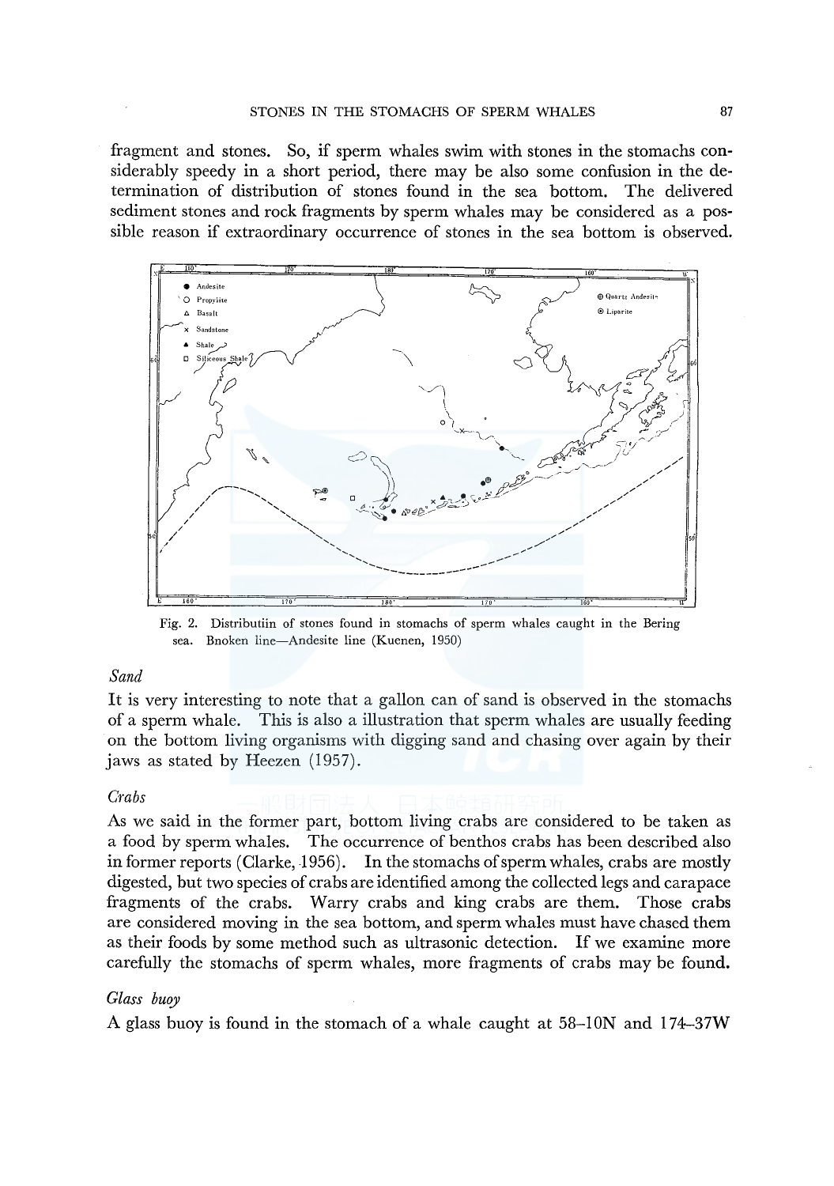fragment and stones. So, if sperm whales swim with stones in the stomachs considerably speedy in a short period, there may be also some confusion in the determination of distribution of stones found in the sea bottom. The delivered sediment stones and rock fragments by sperm whales may be considered as a possible reason if extraordinary occurrence of stones in the sea bottom is observed.

Fig. 2. Distributiin of stones found in stomachs of sperm whales caught in the Bering sea. Bnoken line—Andesite line (Kuenen, 1950)

*Sand*

It is very interesting to note that a gallon can of sand is observed in the stomachs of a sperm whale. This is also a illustration that sperm whales are usually feeding on the bottom living organisms with digging sand and chasing over again by their jaws as stated by Heezen (1957).

*Crabs*

As we said in the former part, bottom living crabs are considered to be taken as a food by sperm whales. The occurrence of benthos crabs has been described also in former reports (Clarke, 1956). In the stomachs of sperm whales, crabs are mostly digested, but two species of crabs are identified among the collected legs and carapace fragments of the crabs. Warry crabs and king crabs are them. Those crabs are considered moving in the sea bottom, and sperm whales must have chased them as their foods by some method such as ultrasonic detection. If we examine more carefully the stomachs of sperm whales, more fragments of crabs may be found.

*Glass buoy*

A glass buoy is found in the stomach of a whale caught at 58–10N and 174–37W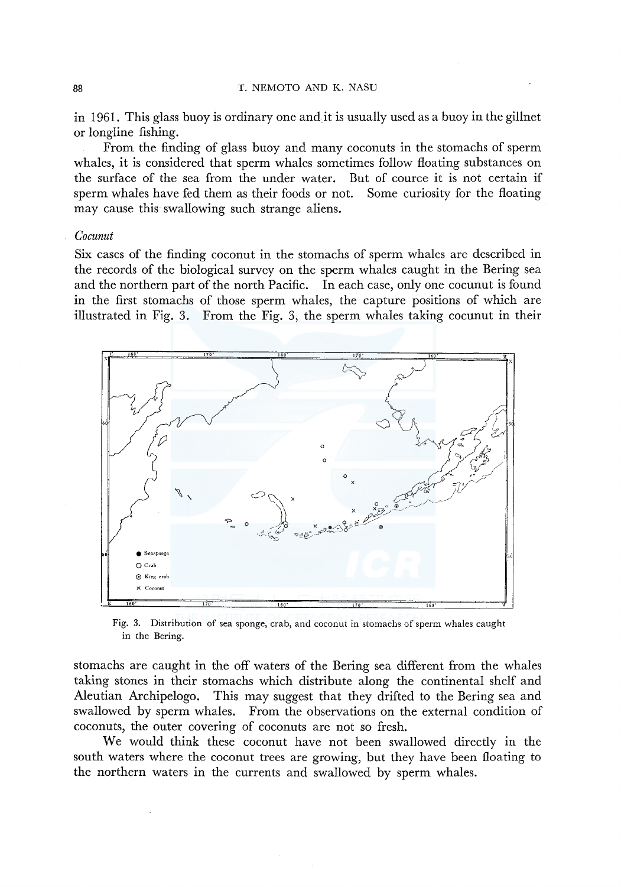in 1961. This glass buoy is ordinary one and it is usually used as a buoy in the gillnet or longline fishing.

From the finding of glass buoy and many coconuts in the stomachs of sperm whales, it is considered that sperm whales sometimes follow floating substances on the surface of the sea from the under water. But of cource it is not certain if sperm whales have fed them as their foods or not. Some curiosity for the floating may cause this swallowing such strange aliens.

*Cocunut*

Six cases of the finding coconut in the stomachs of sperm whales are described in the records of the biological survey on the sperm whales caught in the Bering sea and the northern part of the north Pacific. In each case, only one cocunut is found in the first stomachs of those sperm whales, the capture positions of which are illustrated in Fig. 3. From the Fig. 3, the sperm whales taking cocunut in their

Fig. 3. Distribution of sea sponge, crab, and coconut in stomachs of sperm whales caught in the Bering.

stomachs are caught in the off waters of the Bering sea different from the whales taking stones in their stomachs which distribute along the continental shelf and Aleutian Archipelogo. This may suggest that they drifted to the Bering sea and swallowed by sperm whales. From the observations on the external condition of coconuts, the outer covering of coconuts are not so fresh.

We would think these coconut have not been swallowed directly in the south waters where the coconut trees are growing, but they have been floating to the northern waters in the currents and swallowed by sperm whales.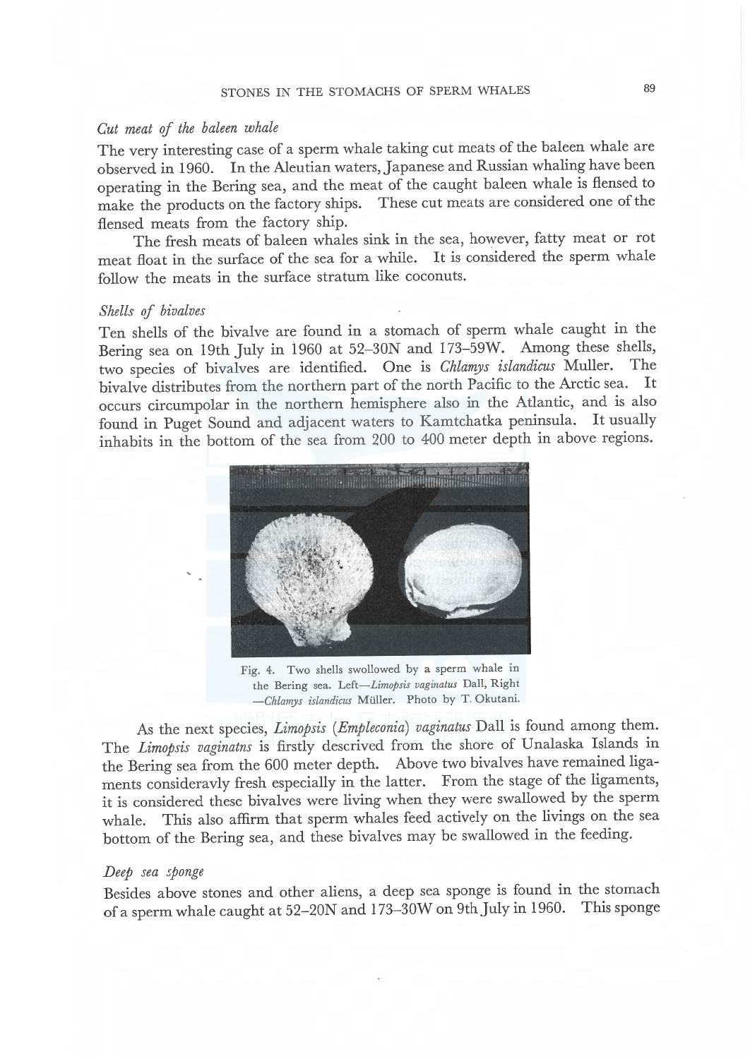*Cut meat of the baleen whale*

The very interesting case of a sperm whale taking cut meats of the baleen whale are observed in 1960. In the Aleutian waters, Japanese and Russian whaling have been operating in the Bering sea, and the meat of the caught baleen whale is flensed to make the products on the factory ships. These cut meats are considered one of the flensed meats from the factory ship.

The fresh meats of baleen whales sink in the sea, however, fatty meat or rot meat float in the surface of the sea for a while. It is considered the sperm whale follow the meats in the surface stratum like coconuts.

*Shells of bivalves*

Ten shells of the bivalve are found in a stomach of sperm whale caught in the Bering sea on 19th July in 1960 at 52–30N and 173–59W. Among these shells, two species of bivalves are identified. One is *Chlamys islandicus* Muller. The bivalve distributes from the northern part of the north Pacific to the Arctic sea. It occurs circumpolar in the northern hemisphere also in the Atlantic, and is also found in Puget Sound and adjacent waters to Kamtchatka peninsula. It usually inhabits in the bottom of the sea from 200 to 400 meter depth in above regions.

Fig. 4. Two shells swollowed by a sperm whale in the Bering sea. Left—*Limopsis vaginatus* Dall, Right —*Chlamys islandicus* Müller. Photo by T. Okutani.

As the next species, *Limopsis* (*Empleconia*) *vaginatus* Dall is found among them. The *Limopsis vaginatns* is firstly descrived from the shore of Unalaska Islands in the Bering sea from the 600 meter depth. Above two bivalves have remained ligaments consideravly fresh especially in the latter. From the stage of the ligaments, it is considered these bivalves were living when they were swallowed by the sperm whale. This also affirm that sperm whales feed actively on the livings on the sea bottom of the Bering sea, and these bivalves may be swallowed in the feeding.

*Deep sea sponge*

Besides above stones and other aliens, a deep sea sponge is found in the stomach of a sperm whale caught at 52–20N and 173–30W on 9th July in 1960. This sponge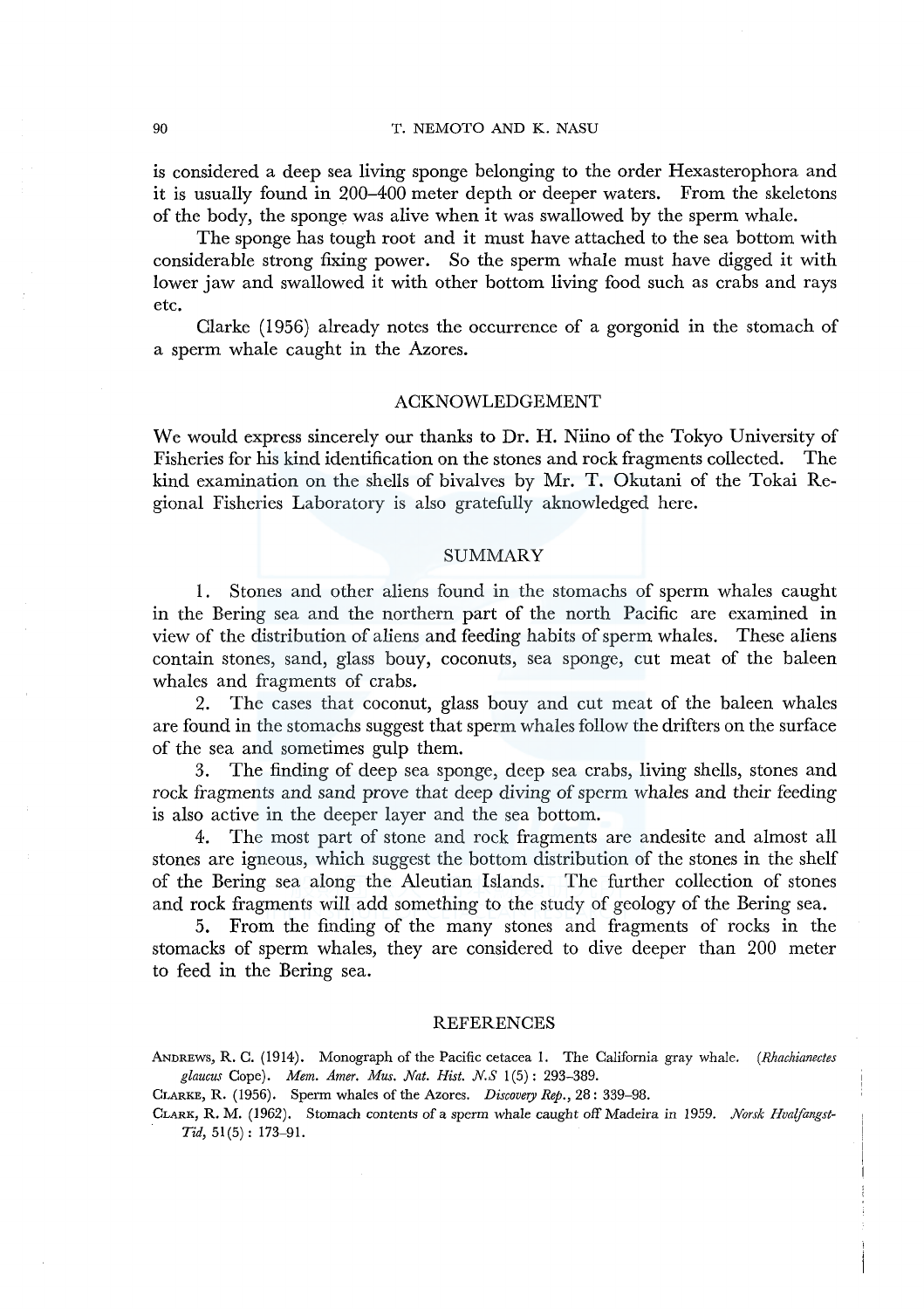is considered a deep sea living sponge belonging to the order Hexasterophora and it is usually found in 200–400 meter depth or deeper waters. From the skeletons of the body, the sponge was alive when it was swallowed by the sperm whale.

The sponge has tough root and it must have attached to the sea bottom with considerable strong fixing power. So the sperm whale must have digged it with lower jaw and swallowed it with other bottom living food such as crabs and rays etc.

Clarke (1956) already notes the occurrence of a gorgonid in the stomach of a sperm whale caught in the Azores.

## ACKNOWLEDGEMENT

We would express sincerely our thanks to Dr. H. Niino of the Tokyo University of Fisheries for his kind identification on the stones and rock fragments collected. The kind examination on the shells of bivalves by Mr. T. Okutani of the Tokai Regional Fisheries Laboratory is also gratefully aknowledged here.

## SUMMARY

1. Stones and other aliens found in the stomachs of sperm whales caught in the Bering sea and the northern part of the north Pacific are examined in view of the distribution of aliens and feeding habits of sperm whales. These aliens contain stones, sand, glass bouy, coconuts, sea sponge, cut meat of the baleen whales and fragments of crabs.

2. The cases that coconut, glass bouy and cut meat of the baleen whales are found in the stomachs suggest that sperm whales follow the drifters on the surface of the sea and sometimes gulp them.

3. The finding of deep sea sponge, deep sea crabs, living shells, stones and rock fragments and sand prove that deep diving of sperm whales and their feeding is also active in the deeper layer and the sea bottom.

4. The most part of stone and rock fragments are andesite and almost all stones are igneous, which suggest the bottom distribution of the stones in the shelf of the Bering sea along the Aleutian Islands. The further collection of stones and rock fragments will add something to the study of geology of the Bering sea.

5. From the finding of the many stones and fragments of rocks in the stomacks of sperm whales, they are considered to dive deeper than 200 meter to feed in the Bering sea.

## REFERENCES

ANDREWS, R. C. (1914). Monograph of the Pacific cetacea I. The California gray whale. (*Rhachianectes glaucus* Cope). *Mem. Amer. Mus. Nat. Hist. N.S* 1(5): 293–389.

CLARKE, R. (1956). Sperm whales of the Azores. *Discovery Rep.*, 28: 339–98.

CLARK, R. M. (1962). Stomach contents of a sperm whale caught off Madeira in 1959. *Norsk Hvalfangst-Tid*, 51(5): 173–91.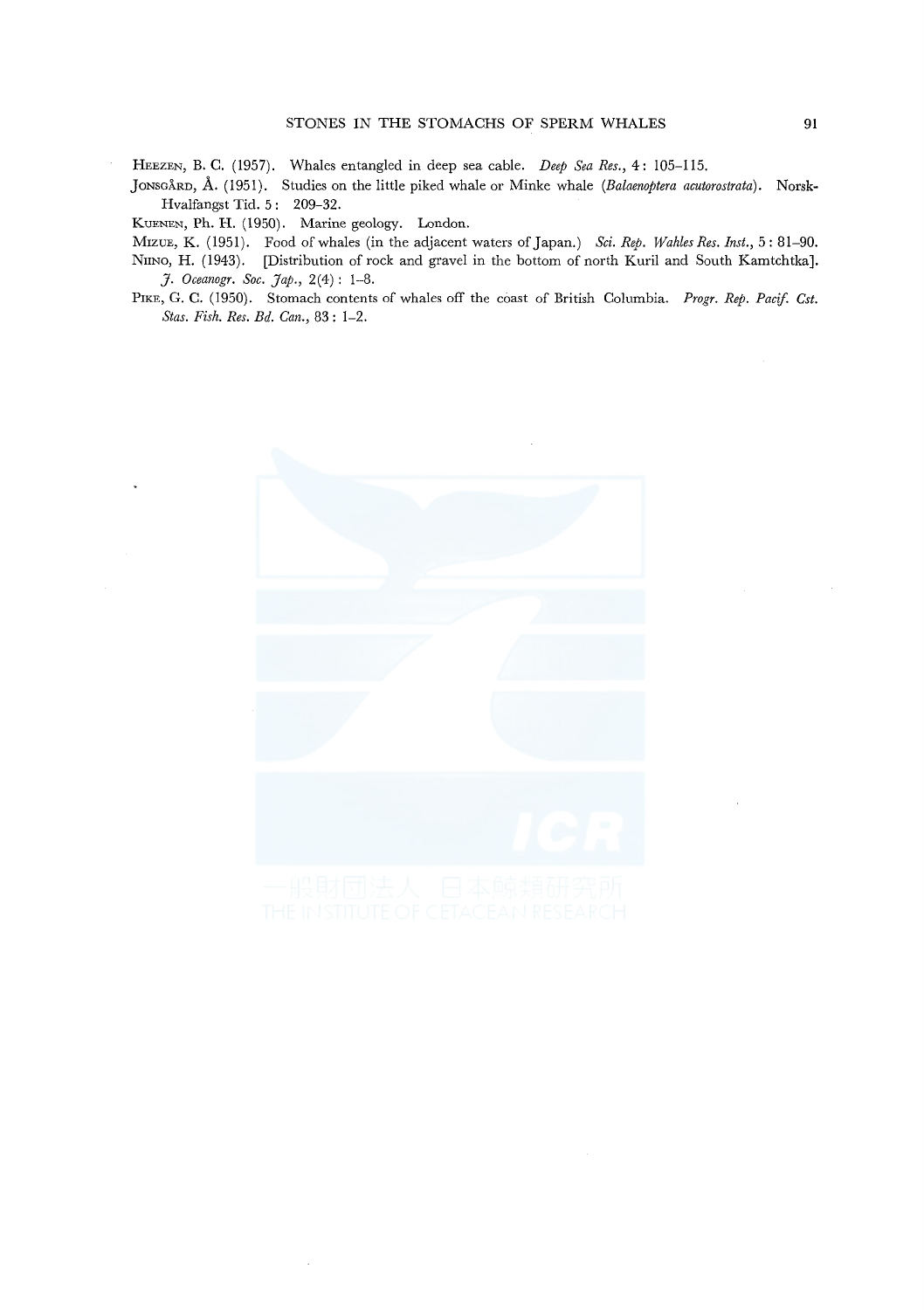Heezen, B. C. (1957). Whales entangled in deep sea cable. *Deep Sea Res.*, 4: 105–115.

Jonsgård, Å. (1951). Studies on the little piked whale or Minke whale (*Balaenoptera acutorostrata*). Norsk-Hvalfangst Tid. 5: 209–32.

Kuenen, Ph. H. (1950). Marine geology. London.

Mizue, K. (1951). Food of whales (in the adjacent waters of Japan.) *Sci. Rep. Wahles Res. Inst.*, 5: 81–90.

Niino, H. (1943). [Distribution of rock and gravel in the bottom of north Kuril and South Kamtchtka]. *J. Oceanogr. Soc. Jap.*, 2(4): 1–8.

Pike, G. C. (1950). Stomach contents of whales off the coast of British Columbia. *Progr. Rep. Pacif. Cst. Stas. Fish. Res. Bd. Can.*, 83: 1–2.